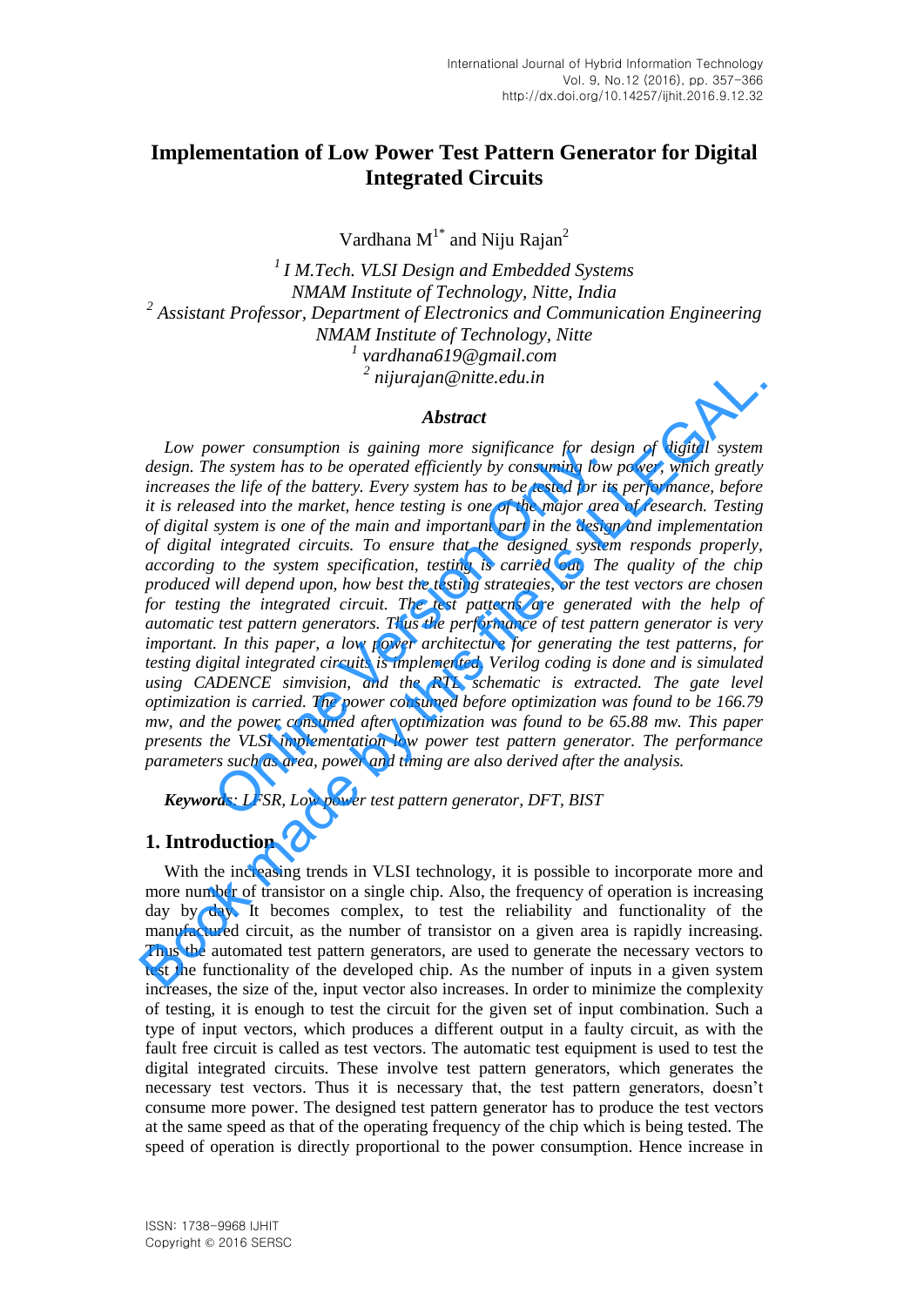# Implementation of Low Power Test Pattern Generator for Digital Integrated Circuits

Vardhana M[1*] and Niju Rajan[2]

*[1] I M.Tech. VLSI Design and Embedded Systems*
*NMAM Institute of Technology, Nitte, India*
*[2] Assistant Professor, Department of Electronics and Communication Engineering*
*NMAM Institute of Technology, Nitte*
*[1] vardhana619@gmail.com*
*[2] nijurajan@nitte.edu.in*

### *Abstract*

*Low power consumption is gaining more significance for design of digital system design. The system has to be operated efficiently by consuming low power, which greatly increases the life of the battery. Every system has to be tested for its performance, before it is released into the market, hence testing is one of the major area of research. Testing of digital system is one of the main and important part in the design and implementation of digital integrated circuits. To ensure that the designed system responds properly, according to the system specification, testing is carried out. The quality of the chip produced will depend upon, how best the testing strategies, or the test vectors are chosen for testing the integrated circuit. The test patterns are generated with the help of automatic test pattern generators. Thus the performance of test pattern generator is very important. In this paper, a low power architecture for generating the test patterns, for testing digital integrated circuits is implemented. Verilog coding is done and is simulated using CADENCE simvision, and the RTL schematic is extracted. The gate level optimization is carried. The power consumed before optimization was found to be 166.79 mw, and the power consumed after optimization was found to be 65.88 mw. This paper presents the VLSI implementation low power test pattern generator. The performance parameters such as area, power and timing are also derived after the analysis.*

***Keywords:** LFSR, Low power test pattern generator, DFT, BIST*

## 1. Introduction

With the increasing trends in VLSI technology, it is possible to incorporate more and more number of transistor on a single chip. Also, the frequency of operation is increasing day by day. It becomes complex, to test the reliability and functionality of the manufactured circuit, as the number of transistor on a given area is rapidly increasing. Thus the automated test pattern generators, are used to generate the necessary vectors to test the functionality of the developed chip. As the number of inputs in a given system increases, the size of the, input vector also increases. In order to minimize the complexity of testing, it is enough to test the circuit for the given set of input combination. Such a type of input vectors, which produces a different output in a faulty circuit, as with the fault free circuit is called as test vectors. The automatic test equipment is used to test the digital integrated circuits. These involve test pattern generators, which generates the necessary test vectors. Thus it is necessary that, the test pattern generators, doesn't consume more power. The designed test pattern generator has to produce the test vectors at the same speed as that of the operating frequency of the chip which is being tested. The speed of operation is directly proportional to the power consumption. Hence increase in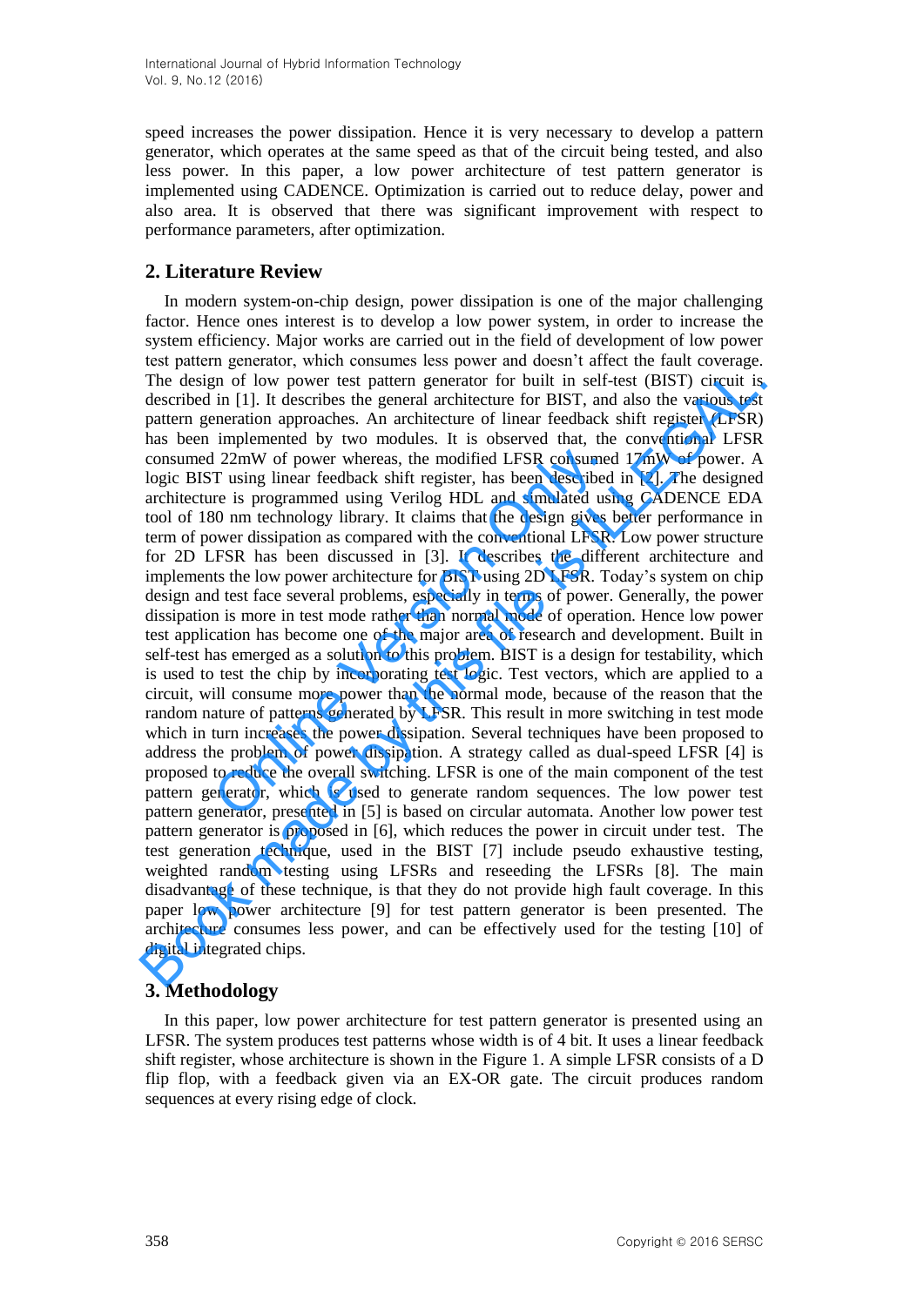speed increases the power dissipation. Hence it is very necessary to develop a pattern generator, which operates at the same speed as that of the circuit being tested, and also less power. In this paper, a low power architecture of test pattern generator is implemented using CADENCE. Optimization is carried out to reduce delay, power and also area. It is observed that there was significant improvement with respect to performance parameters, after optimization.

## 2. Literature Review

In modern system-on-chip design, power dissipation is one of the major challenging factor. Hence ones interest is to develop a low power system, in order to increase the system efficiency. Major works are carried out in the field of development of low power test pattern generator, which consumes less power and doesn't affect the fault coverage. The design of low power test pattern generator for built in self-test (BIST) circuit is described in [1]. It describes the general architecture for BIST, and also the various test pattern generation approaches. An architecture of linear feedback shift register (LFSR) has been implemented by two modules. It is observed that, the conventional LFSR consumed 22mW of power whereas, the modified LFSR consumed 17mW of power. A logic BIST using linear feedback shift register, has been described in [2]. The designed architecture is programmed using Verilog HDL and simulated using CADENCE EDA tool of 180 nm technology library. It claims that the design gives better performance in term of power dissipation as compared with the conventional LFSR. Low power structure for 2D LFSR has been discussed in [3]. It describes the different architecture and implements the low power architecture for BIST using 2D LFSR. Today's system on chip design and test face several problems, especially in terms of power. Generally, the power dissipation is more in test mode rather than normal mode of operation. Hence low power test application has become one of the major area of research and development. Built in self-test has emerged as a solution to this problem. BIST is a design for testability, which is used to test the chip by incorporating test logic. Test vectors, which are applied to a circuit, will consume more power than the normal mode, because of the reason that the random nature of patterns generated by LFSR. This result in more switching in test mode which in turn increases the power dissipation. Several techniques have been proposed to address the problem of power dissipation. A strategy called as dual-speed LFSR [4] is proposed to reduce the overall switching. LFSR is one of the main component of the test pattern generator, which is used to generate random sequences. The low power test pattern generator, presented in [5] is based on circular automata. Another low power test pattern generator is proposed in [6], which reduces the power in circuit under test. The test generation technique, used in the BIST [7] include pseudo exhaustive testing, weighted random testing using LFSRs and reseeding the LFSRs [8]. The main disadvantage of these technique, is that they do not provide high fault coverage. In this paper low power architecture [9] for test pattern generator is been presented. The architecture consumes less power, and can be effectively used for the testing [10] of digital integrated chips.

## 3. Methodology

In this paper, low power architecture for test pattern generator is presented using an LFSR. The system produces test patterns whose width is of 4 bit. It uses a linear feedback shift register, whose architecture is shown in the Figure 1. A simple LFSR consists of a D flip flop, with a feedback given via an EX-OR gate. The circuit produces random sequences at every rising edge of clock.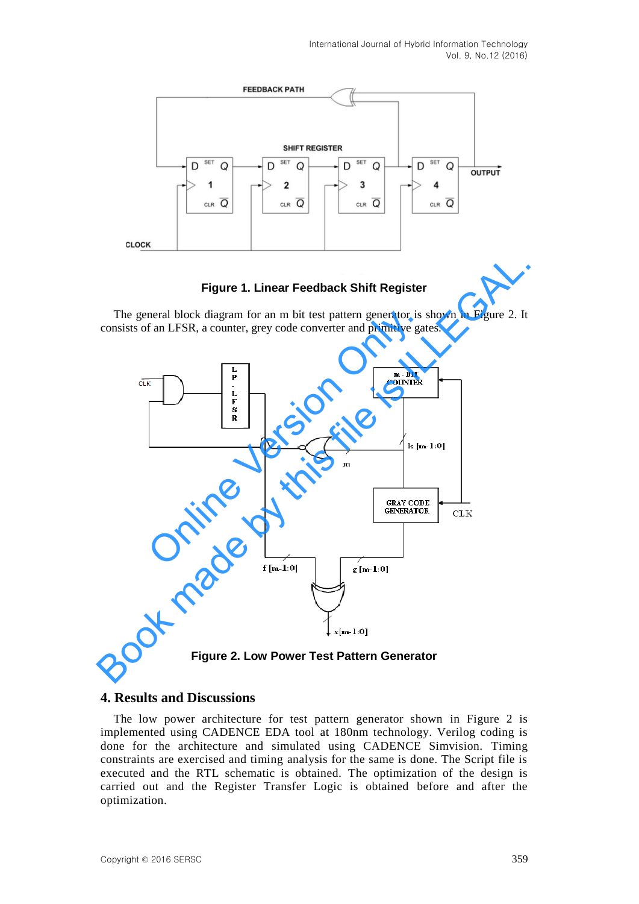**Figure 1. Linear Feedback Shift Register**

The general block diagram for an m bit test pattern generator is shown in Figure 2. It consists of an LFSR, a counter, grey code converter and primitive gates.

**Figure 2. Low Power Test Pattern Generator**

## 4. Results and Discussions

The low power architecture for test pattern generator shown in Figure 2 is implemented using CADENCE EDA tool at 180nm technology. Verilog coding is done for the architecture and simulated using CADENCE Simvision. Timing constraints are exercised and timing analysis for the same is done. The Script file is executed and the RTL schematic is obtained. The optimization of the design is carried out and the Register Transfer Logic is obtained before and after the optimization.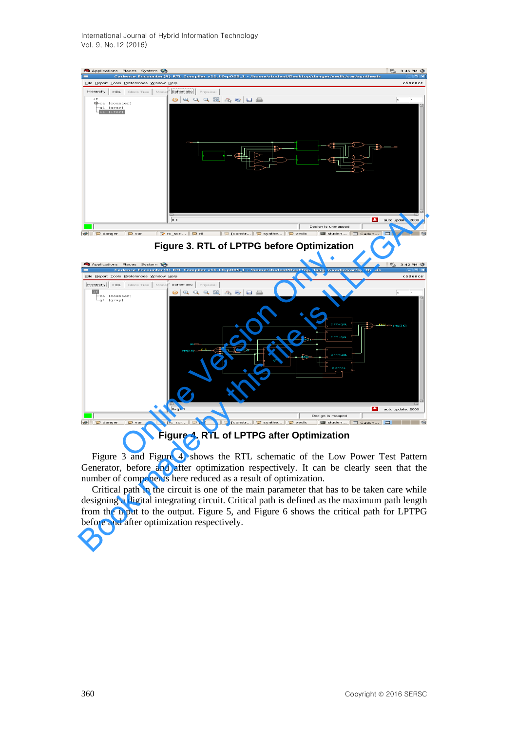**Figure 3. RTL of LPTPG before Optimization**

**Figure 4. RTL of LPTPG after Optimization**

Figure 3 and Figure 4 shows the RTL schematic of the Low Power Test Pattern Generator, before and after optimization respectively. It can be clearly seen that the number of components here reduced as a result of optimization.

Critical path in the circuit is one of the main parameter that has to be taken care while designing a digital integrating circuit. Critical path is defined as the maximum path length from the input to the output. Figure 5, and Figure 6 shows the critical path for LPTPG before and after optimization respectively.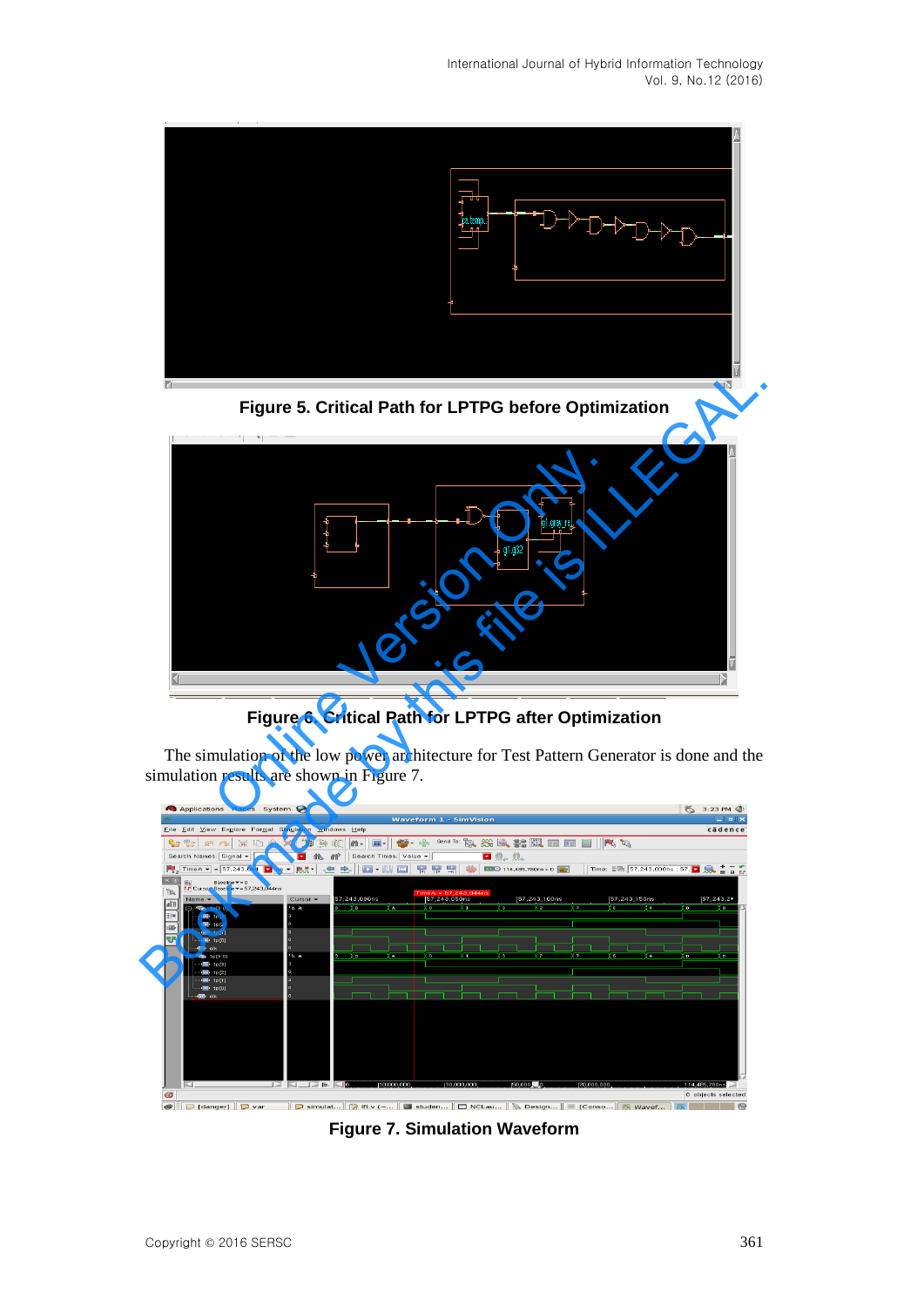**Figure 5. Critical Path for LPTPG before Optimization**

**Figure 6. Critical Path for LPTPG after Optimization**

The simulation of the low power architecture for Test Pattern Generator is done and the simulation results are shown in Figure 7.

**Figure 7. Simulation Waveform**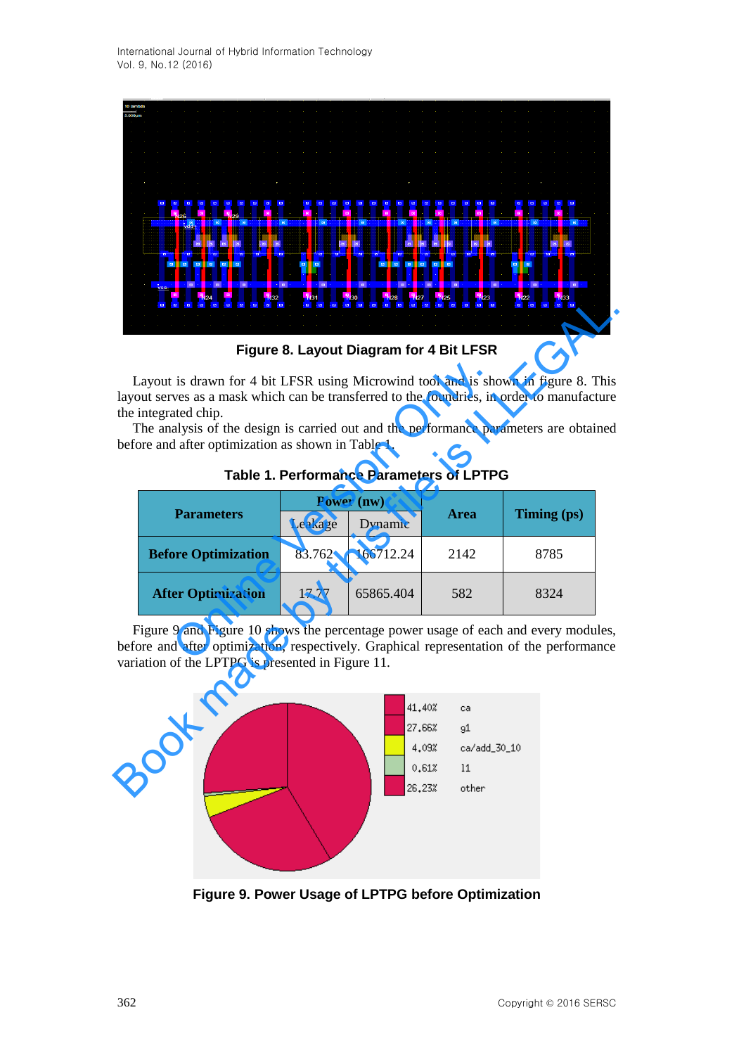Figure 8. Layout Diagram for 4 Bit LFSR

Layout is drawn for 4 bit LFSR using Microwind tool and is shown in figure 8. This layout serves as a mask which can be transferred to the foundries, in order to manufacture the integrated chip.

The analysis of the design is carried out and the performance parameters are obtained before and after optimization as shown in Table 1.

**Table 1. Performance Parameters of LPTPG**

| Parameters | Power (nw) | | Area | Timing (ps) |
|---|---|---|---|---|
| | Leakage | Dynamic | | |
| **Before Optimization** | 83.762 | 166712.24 | 2142 | 8785 |
| **After Optimization** | 17.77 | 65865.404 | 582 | 8324 |

Figure 9 and Figure 10 shows the percentage power usage of each and every modules, before and after optimization, respectively. Graphical representation of the performance variation of the LPTPG is presented in Figure 11.

Figure 9. Power Usage of LPTPG before Optimization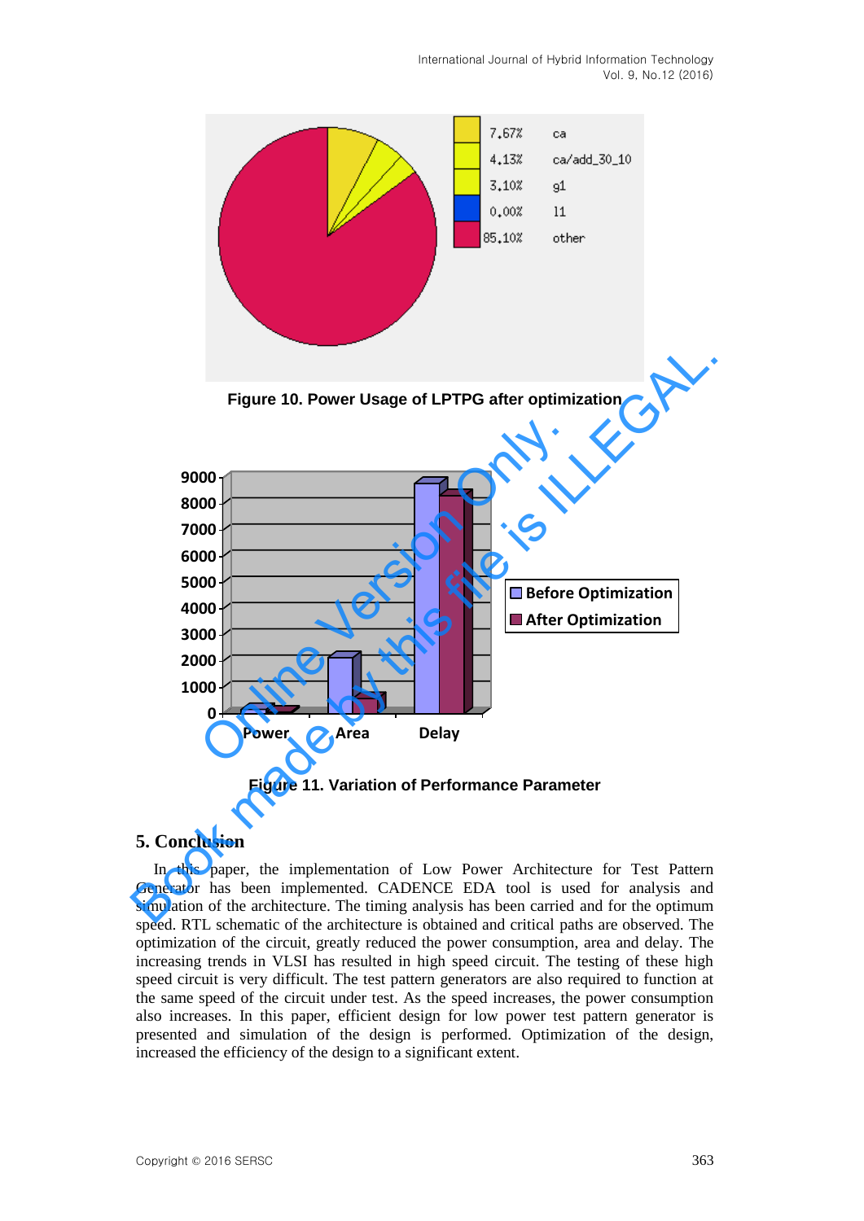Figure 10. Power Usage of LPTPG after optimization

Figure 11. Variation of Performance Parameter

## 5. Conclusion

In this paper, the implementation of Low Power Architecture for Test Pattern Generator has been implemented. CADENCE EDA tool is used for analysis and simulation of the architecture. The timing analysis has been carried and for the optimum speed. RTL schematic of the architecture is obtained and critical paths are observed. The optimization of the circuit, greatly reduced the power consumption, area and delay. The increasing trends in VLSI has resulted in high speed circuit. The testing of these high speed circuit is very difficult. The test pattern generators are also required to function at the same speed of the circuit under test. As the speed increases, the power consumption also increases. In this paper, efficient design for low power test pattern generator is presented and simulation of the design is performed. Optimization of the design, increased the efficiency of the design to a significant extent.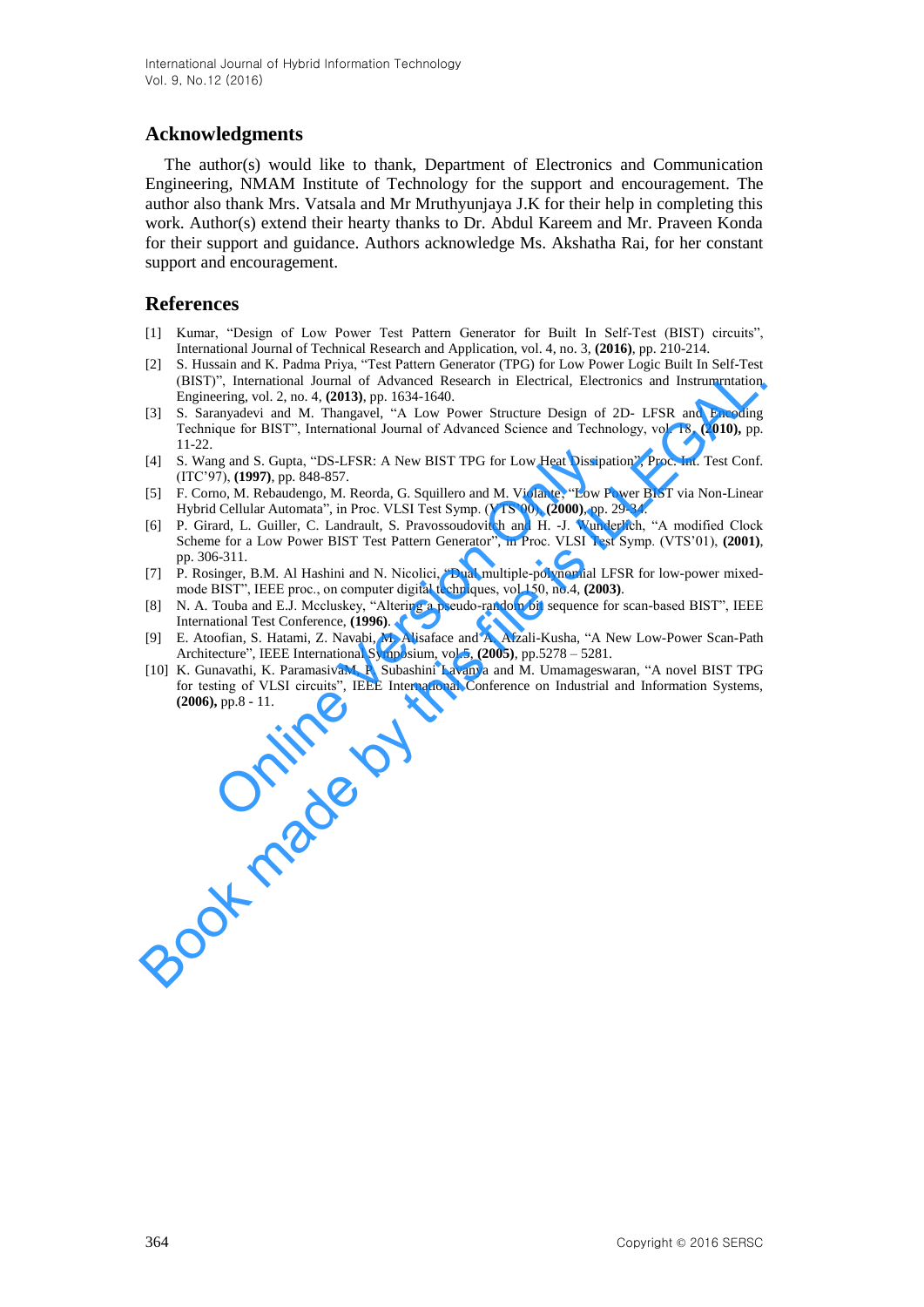## Acknowledgments

The author(s) would like to thank, Department of Electronics and Communication Engineering, NMAM Institute of Technology for the support and encouragement. The author also thank Mrs. Vatsala and Mr Mruthyunjaya J.K for their help in completing this work. Author(s) extend their hearty thanks to Dr. Abdul Kareem and Mr. Praveen Konda for their support and guidance. Authors acknowledge Ms. Akshatha Rai, for her constant support and encouragement.

## References

[1] Kumar, "Design of Low Power Test Pattern Generator for Built In Self-Test (BIST) circuits", International Journal of Technical Research and Application, vol. 4, no. 3, **(2016)**, pp. 210-214.

[2] S. Hussain and K. Padma Priya, "Test Pattern Generator (TPG) for Low Power Logic Built In Self-Test (BIST)", International Journal of Advanced Research in Electrical, Electronics and Instrumentation Engineering, vol. 2, no. 4, **(2013)**, pp. 1634-1640.

[3] S. Saranyadevi and M. Thangavel, "A Low Power Structure Design of 2D- LFSR and Encoding Technique for BIST", International Journal of Advanced Science and Technology, vol. 18, **(2010),** pp. 11-22.

[4] S. Wang and S. Gupta, "DS-LFSR: A New BIST TPG for Low Heat Dissipation", Proc. Int. Test Conf. (ITC'97), **(1997)**, pp. 848-857.

[5] F. Corno, M. Rebaudengo, M. Reorda, G. Squillero and M. Violante, "Low Power BIST via Non-Linear Hybrid Cellular Automata", in Proc. VLSI Test Symp. (VTS'00), **(2000)**, pp. 29-34.

[6] P. Girard, L. Guiller, C. Landrault, S. Pravossoudovitch and H. -J. Wunderlich, "A modified Clock Scheme for a Low Power BIST Test Pattern Generator", in Proc. VLSI Test Symp. (VTS'01), **(2001)**, pp. 306-311.

[7] P. Rosinger, B.M. Al Hashini and N. Nicolici, "Dual multiple-polynomial LFSR for low-power mixed-mode BIST", IEEE proc., on computer digital techniques, vol 150, no.4, **(2003)**.

[8] N. A. Touba and E.J. Mccluskey, "Altering a pseudo-random bit sequence for scan-based BIST", IEEE International Test Conference, **(1996)**.

[9] E. Atoofian, S. Hatami, Z. Navabi, M. Alisaface and A. Afzali-Kusha, "A New Low-Power Scan-Path Architecture", IEEE International Symposium, vol 5, **(2005)**, pp.5278 – 5281.

[10] K. Gunavathi, K. ParamasivaM, P. Subashini Lavanya and M. Umamageswaran, "A novel BIST TPG for testing of VLSI circuits", IEEE International Conference on Industrial and Information Systems, **(2006),** pp.8 - 11.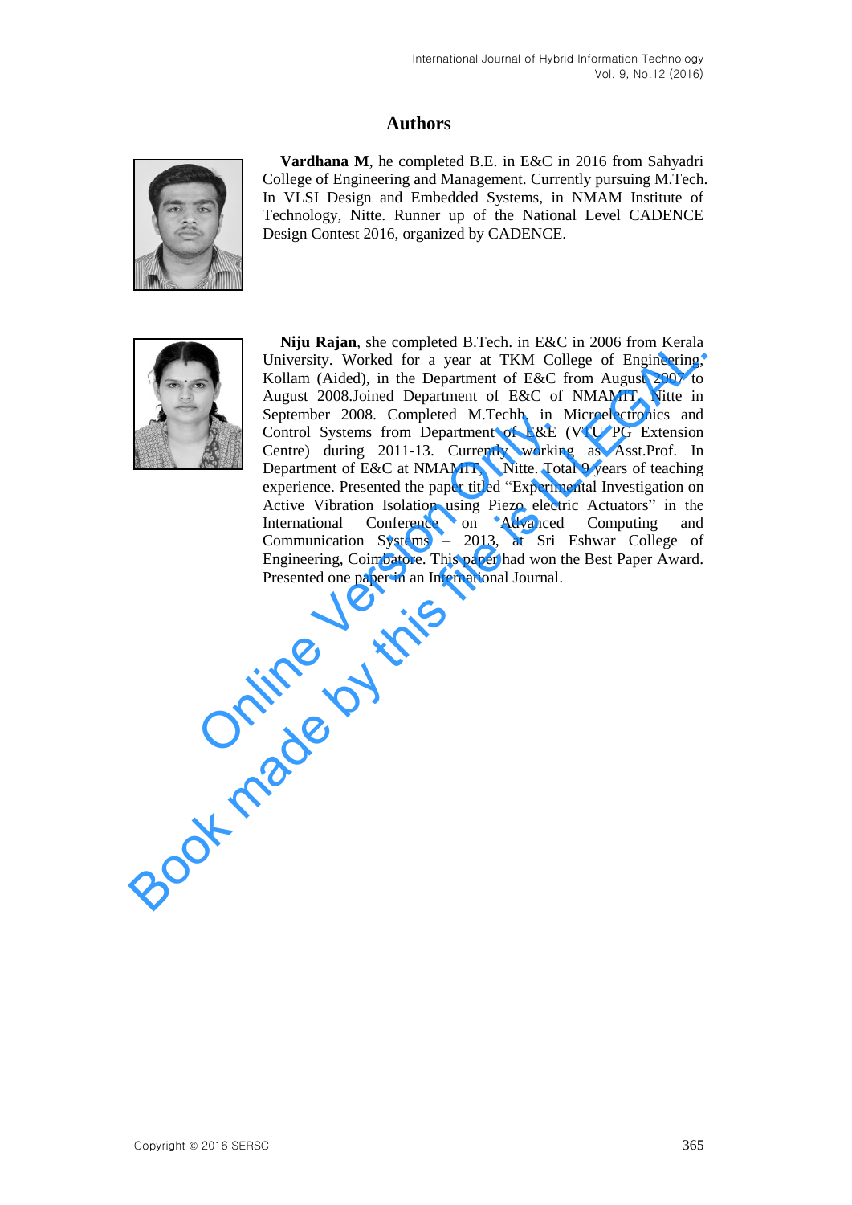## Authors

**Vardhana M**, he completed B.E. in E&C in 2016 from Sahyadri College of Engineering and Management. Currently pursuing M.Tech. In VLSI Design and Embedded Systems, in NMAM Institute of Technology, Nitte. Runner up of the National Level CADENCE Design Contest 2016, organized by CADENCE.

**Niju Rajan**, she completed B.Tech. in E&C in 2006 from Kerala University. Worked for a year at TKM College of Engineering, Kollam (Aided), in the Department of E&C from August 2007 to August 2008.Joined Department of E&C of NMAMIT, Nitte in September 2008. Completed M.Techh. in Microelectronics and Control Systems from Department of E&E (VTU PG Extension Centre) during 2011-13. Currently working as Asst.Prof. In Department of E&C at NMAMIT, Nitte. Total 9 years of teaching experience. Presented the paper titled "Experimental Investigation on Active Vibration Isolation using Piezo electric Actuators" in the International Conference on Advanced Computing and Communication Systems – 2013, at Sri Eshwar College of Engineering, Coimbatore. This paper had won the Best Paper Award. Presented one paper in an International Journal.